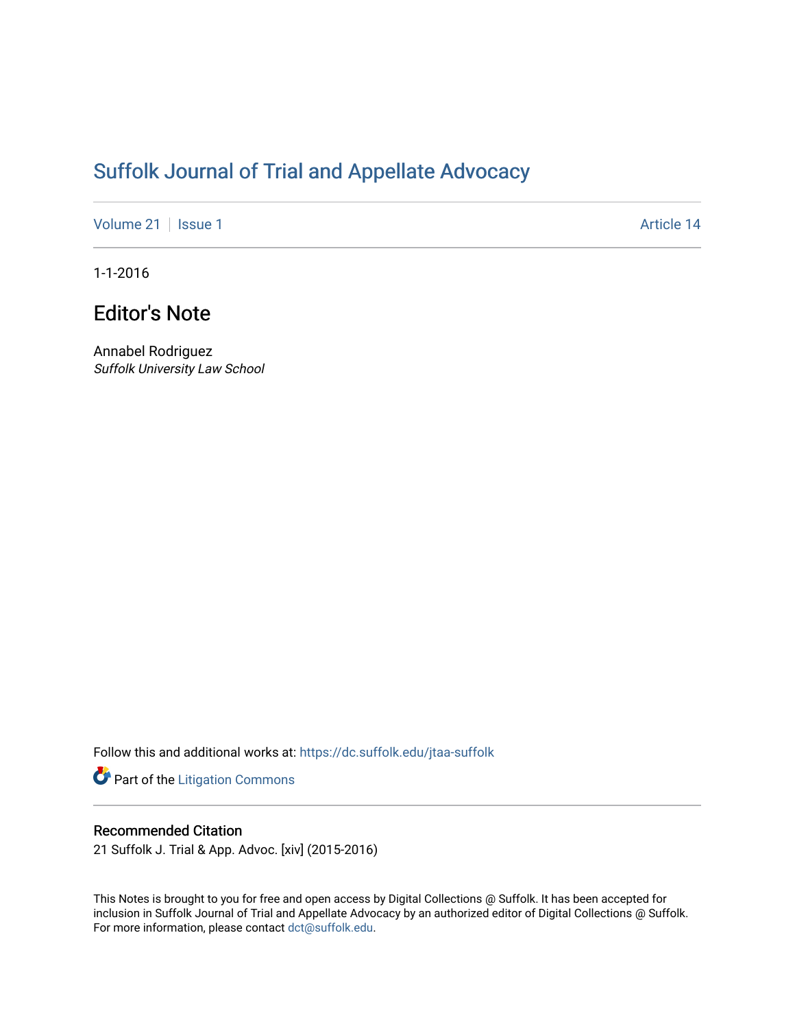# Suffolk Journal of Trial and Appellate Advocacy

Volume 21 | Issue 1 Article 14

1-1-2016

## Editor's Note

Annabel Rodriguez
*Suffolk University Law School*

Follow this and additional works at: https://dc.suffolk.edu/jtaa-suffolk

Part of the Litigation Commons

### Recommended Citation

21 Suffolk J. Trial & App. Advoc. [xiv] (2015-2016)

This Notes is brought to you for free and open access by Digital Collections @ Suffolk. It has been accepted for inclusion in Suffolk Journal of Trial and Appellate Advocacy by an authorized editor of Digital Collections @ Suffolk. For more information, please contact dct@suffolk.edu.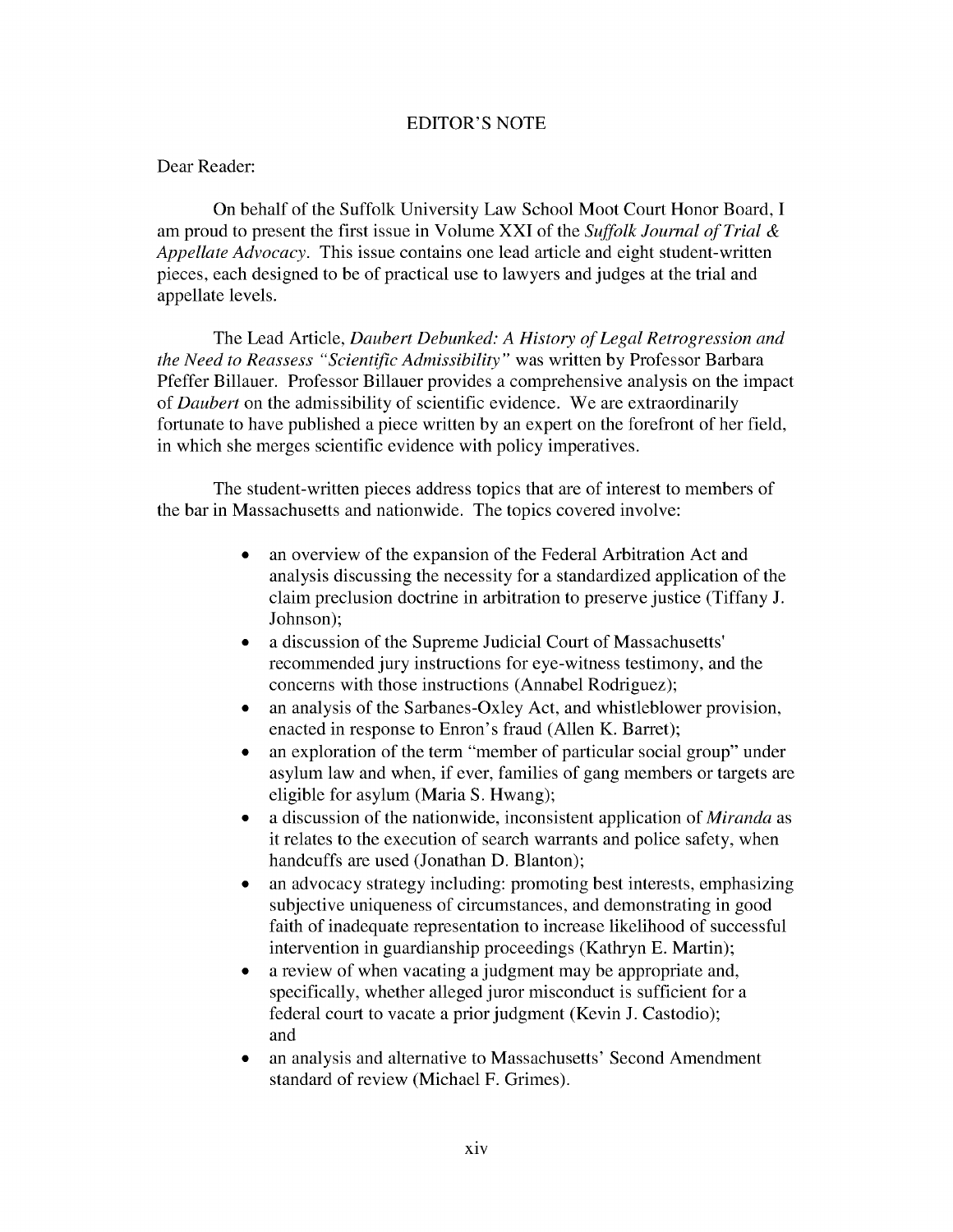# EDITOR'S NOTE

Dear Reader:

On behalf of the Suffolk University Law School Moot Court Honor Board, I am proud to present the first issue in Volume XXI of the *Suffolk Journal of Trial & Appellate Advocacy*. This issue contains one lead article and eight student-written pieces, each designed to be of practical use to lawyers and judges at the trial and appellate levels.

The Lead Article, *Daubert Debunked: A History of Legal Retrogression and the Need to Reassess "Scientific Admissibility"* was written by Professor Barbara Pfeffer Billauer. Professor Billauer provides a comprehensive analysis on the impact of *Daubert* on the admissibility of scientific evidence. We are extraordinarily fortunate to have published a piece written by an expert on the forefront of her field, in which she merges scientific evidence with policy imperatives.

The student-written pieces address topics that are of interest to members of the bar in Massachusetts and nationwide. The topics covered involve:

- an overview of the expansion of the Federal Arbitration Act and analysis discussing the necessity for a standardized application of the claim preclusion doctrine in arbitration to preserve justice (Tiffany J. Johnson);
- a discussion of the Supreme Judicial Court of Massachusetts' recommended jury instructions for eye-witness testimony, and the concerns with those instructions (Annabel Rodriguez);
- an analysis of the Sarbanes-Oxley Act, and whistleblower provision, enacted in response to Enron's fraud (Allen K. Barret);
- an exploration of the term "member of particular social group" under asylum law and when, if ever, families of gang members or targets are eligible for asylum (Maria S. Hwang);
- a discussion of the nationwide, inconsistent application of *Miranda* as it relates to the execution of search warrants and police safety, when handcuffs are used (Jonathan D. Blanton);
- an advocacy strategy including: promoting best interests, emphasizing subjective uniqueness of circumstances, and demonstrating in good faith of inadequate representation to increase likelihood of successful intervention in guardianship proceedings (Kathryn E. Martin);
- a review of when vacating a judgment may be appropriate and, specifically, whether alleged juror misconduct is sufficient for a federal court to vacate a prior judgment (Kevin J. Castodio); and
- an analysis and alternative to Massachusetts' Second Amendment standard of review (Michael F. Grimes).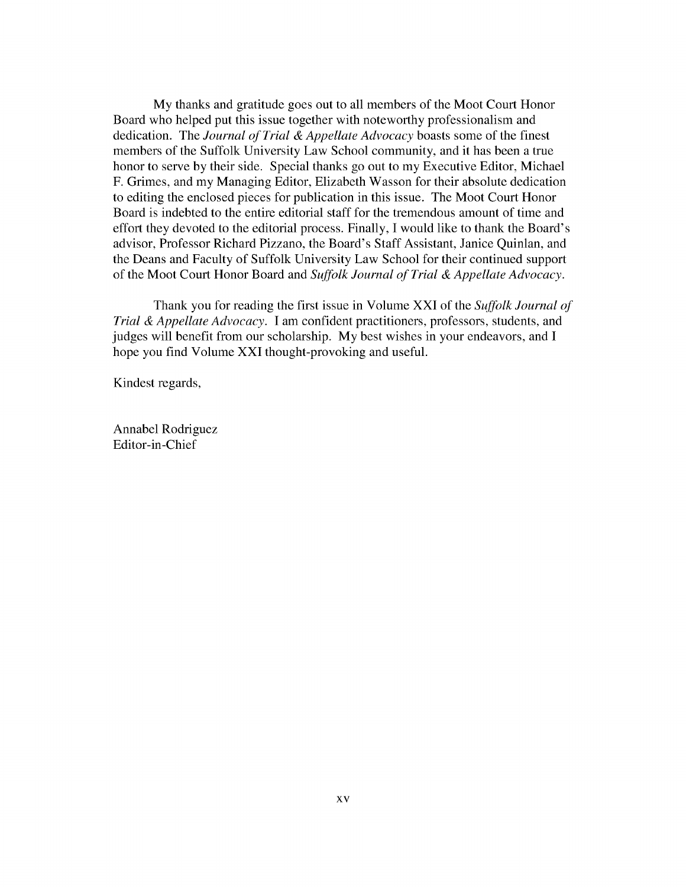My thanks and gratitude goes out to all members of the Moot Court Honor Board who helped put this issue together with noteworthy professionalism and dedication. The *Journal of Trial & Appellate Advocacy* boasts some of the finest members of the Suffolk University Law School community, and it has been a true honor to serve by their side. Special thanks go out to my Executive Editor, Michael F. Grimes, and my Managing Editor, Elizabeth Wasson for their absolute dedication to editing the enclosed pieces for publication in this issue. The Moot Court Honor Board is indebted to the entire editorial staff for the tremendous amount of time and effort they devoted to the editorial process. Finally, I would like to thank the Board's advisor, Professor Richard Pizzano, the Board's Staff Assistant, Janice Quinlan, and the Deans and Faculty of Suffolk University Law School for their continued support of the Moot Court Honor Board and *Suffolk Journal of Trial & Appellate Advocacy*.

Thank you for reading the first issue in Volume XXI of the *Suffolk Journal of Trial & Appellate Advocacy*. I am confident practitioners, professors, students, and judges will benefit from our scholarship. My best wishes in your endeavors, and I hope you find Volume XXI thought-provoking and useful.

Kindest regards,

Annabel Rodriguez
Editor-in-Chief